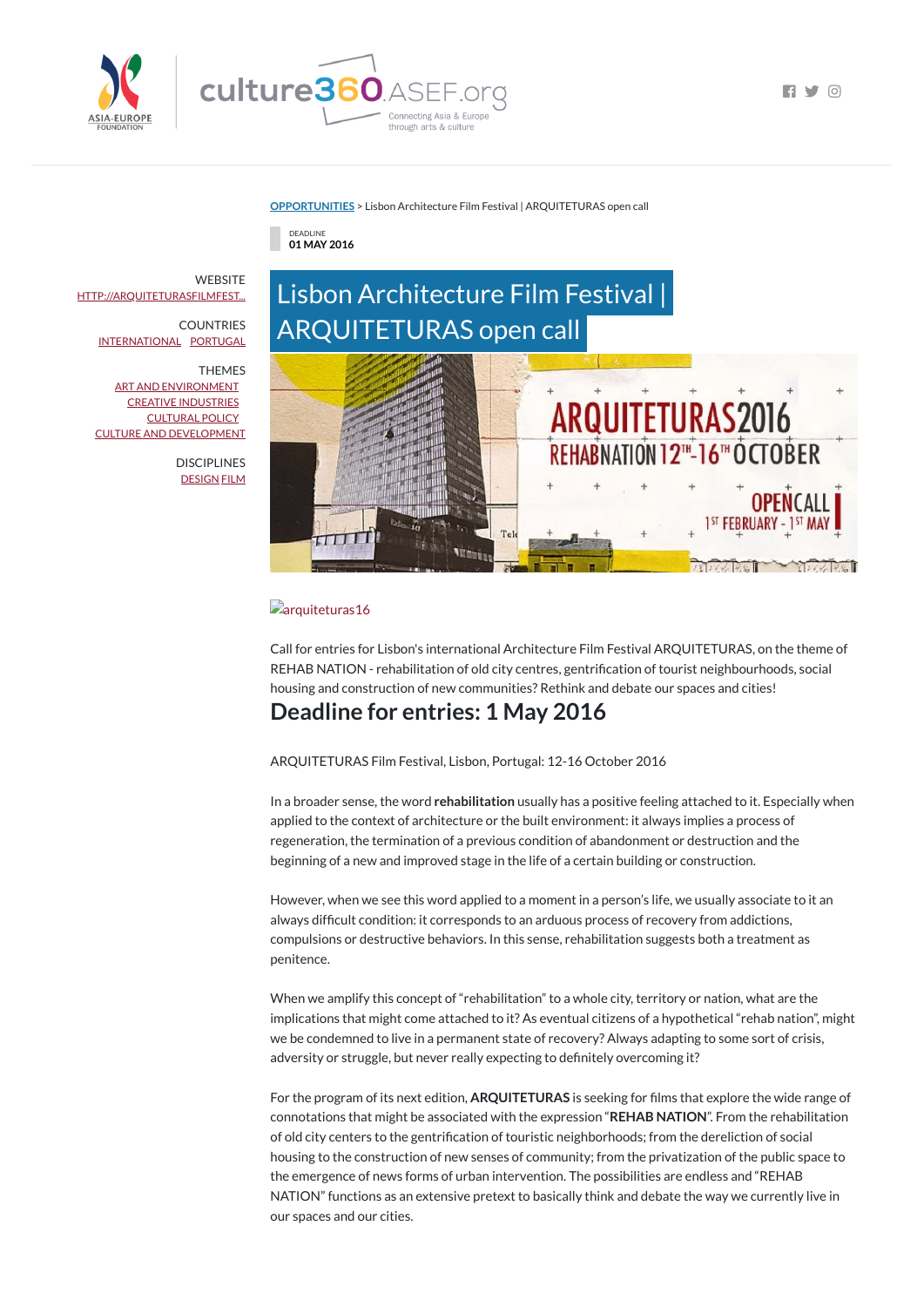OPPORTUNITIES > Lisbon Architecture Film Festival | ARQUITETURAS open call

DEADLINE
**01 MAY 2016**

WEBSITE
HTTP://ARQUITETURASFILMFEST...

COUNTRIES
INTERNATIONAL PORTUGAL

THEMES
ART AND ENVIRONMENT
CREATIVE INDUSTRIES
CULTURAL POLICY
CULTURE AND DEVELOPMENT

DISCIPLINES
DESIGN FILM

# Lisbon Architecture Film Festival | ARQUITETURAS open call

arquiteturas16

Call for entries for Lisbon's international Architecture Film Festival ARQUITETURAS, on the theme of REHAB NATION - rehabilitation of old city centres, gentrification of tourist neighbourhoods, social housing and construction of new communities? Rethink and debate our spaces and cities!

## Deadline for entries: 1 May 2016

ARQUITETURAS Film Festival, Lisbon, Portugal: 12-16 October 2016

In a broader sense, the word **rehabilitation** usually has a positive feeling attached to it. Especially when applied to the context of architecture or the built environment: it always implies a process of regeneration, the termination of a previous condition of abandonment or destruction and the beginning of a new and improved stage in the life of a certain building or construction.

However, when we see this word applied to a moment in a person's life, we usually associate to it an always difficult condition: it corresponds to an arduous process of recovery from addictions, compulsions or destructive behaviors. In this sense, rehabilitation suggests both a treatment as penitence.

When we amplify this concept of "rehabilitation" to a whole city, territory or nation, what are the implications that might come attached to it? As eventual citizens of a hypothetical "rehab nation", might we be condemned to live in a permanent state of recovery? Always adapting to some sort of crisis, adversity or struggle, but never really expecting to definitely overcoming it?

For the program of its next edition, **ARQUITETURAS** is seeking for films that explore the wide range of connotations that might be associated with the expression "**REHAB NATION**". From the rehabilitation of old city centers to the gentrification of touristic neighborhoods; from the dereliction of social housing to the construction of new senses of community; from the privatization of the public space to the emergence of news forms of urban intervention. The possibilities are endless and "REHAB NATION" functions as an extensive pretext to basically think and debate the way we currently live in our spaces and our cities.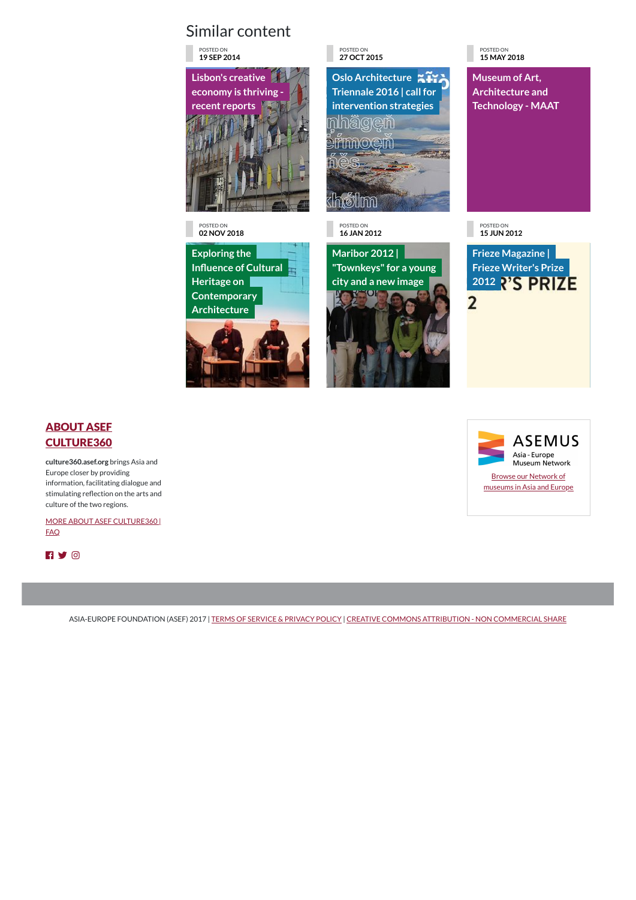## Similar content

POSTED ON
19 SEP 2014

Lisbon's creative economy is thriving - recent reports

POSTED ON
27 OCT 2015

Oslo Architecture Triennale 2016 | call for intervention strategies

POSTED ON
15 MAY 2018

Museum of Art, Architecture and Technology - MAAT

POSTED ON
02 NOV 2018

Exploring the Influence of Cultural Heritage on Contemporary Architecture

POSTED ON
16 JAN 2012

Maribor 2012 | "Townkeys" for a young city and a new image

POSTED ON
15 JUN 2012

Frieze Magazine | Frieze Writer's Prize 2012

### ABOUT ASEF CULTURE360

**culture360.asef.org** brings Asia and Europe closer by providing information, facilitating dialogue and stimulating reflection on the arts and culture of the two regions.

MORE ABOUT ASEF CULTURE360 | FAQ

ASEMUS
Asia - Europe Museum Network

Browse our Network of museums in Asia and Europe

ASIA-EUROPE FOUNDATION (ASEF) 2017 | TERMS OF SERVICE & PRIVACY POLICY | CREATIVE COMMONS ATTRIBUTION - NON COMMERCIAL SHARE